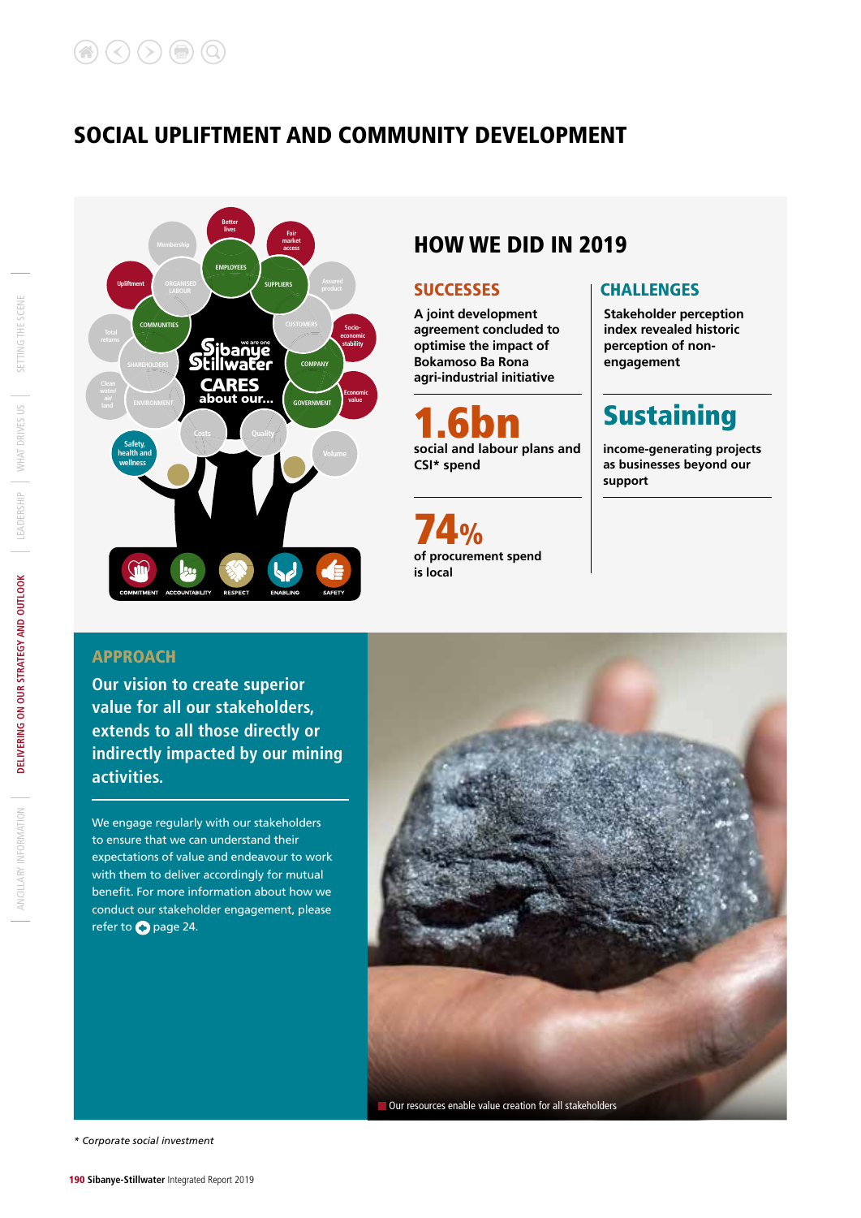# SOCIAL UPLIFTMENT AND COMMUNITY DEVELOPMENT

## HOW WE DID IN 2019

### SUCCESSES

**A joint development agreement concluded to optimise the impact of Bokamoso Ba Rona agri-industrial initiative**

**1.6bn**

**social and labour plans and CSI* spend**

**74%**

**of procurement spend is local**

### CHALLENGES

**Stakeholder perception index revealed historic perception of non-engagement**

**Sustaining**

**income-generating projects as businesses beyond our support**

## APPROACH

**Our vision to create superior value for all our stakeholders, extends to all those directly or indirectly impacted by our mining activities.**

We engage regularly with our stakeholders to ensure that we can understand their expectations of value and endeavour to work with them to deliver accordingly for mutual benefit. For more information about how we conduct our stakeholder engagement, please refer to page 24.

Our resources enable value creation for all stakeholders

\* *Corporate social investment*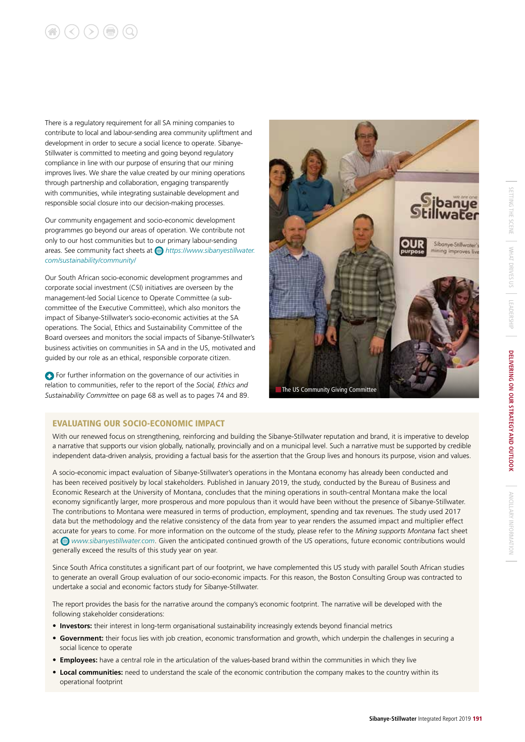There is a regulatory requirement for all SA mining companies to contribute to local and labour-sending area community upliftment and development in order to secure a social licence to operate. Sibanye-Stillwater is committed to meeting and going beyond regulatory compliance in line with our purpose of ensuring that our mining improves lives. We share the value created by our mining operations through partnership and collaboration, engaging transparently with communities, while integrating sustainable development and responsible social closure into our decision-making processes.

Our community engagement and socio-economic development programmes go beyond our areas of operation. We contribute not only to our host communities but to our primary labour-sending areas. See community fact sheets at *https://www.sibanyestillwater.com/sustainability/community/*

Our South African socio-economic development programmes and corporate social investment (CSI) initiatives are overseen by the management-led Social Licence to Operate Committee (a sub-committee of the Executive Committee), which also monitors the impact of Sibanye-Stillwater's socio-economic activities at the SA operations. The Social, Ethics and Sustainability Committee of the Board oversees and monitors the social impacts of Sibanye-Stillwater's business activities on communities in SA and in the US, motivated and guided by our role as an ethical, responsible corporate citizen.

For further information on the governance of our activities in relation to communities, refer to the report of the *Social, Ethics and Sustainability Committee* on page 68 as well as to pages 74 and 89.

The US Community Giving Committee

## EVALUATING OUR SOCIO-ECONOMIC IMPACT

With our renewed focus on strengthening, reinforcing and building the Sibanye-Stillwater reputation and brand, it is imperative to develop a narrative that supports our vision globally, nationally, provincially and on a municipal level. Such a narrative must be supported by credible independent data-driven analysis, providing a factual basis for the assertion that the Group lives and honours its purpose, vision and values.

A socio-economic impact evaluation of Sibanye-Stillwater's operations in the Montana economy has already been conducted and has been received positively by local stakeholders. Published in January 2019, the study, conducted by the Bureau of Business and Economic Research at the University of Montana, concludes that the mining operations in south-central Montana make the local economy significantly larger, more prosperous and more populous than it would have been without the presence of Sibanye-Stillwater. The contributions to Montana were measured in terms of production, employment, spending and tax revenues. The study used 2017 data but the methodology and the relative consistency of the data from year to year renders the assumed impact and multiplier effect accurate for years to come. For more information on the outcome of the study, please refer to the *Mining supports Montana* fact sheet at *www.sibanyestillwater.com*. Given the anticipated continued growth of the US operations, future economic contributions would generally exceed the results of this study year on year.

Since South Africa constitutes a significant part of our footprint, we have complemented this US study with parallel South African studies to generate an overall Group evaluation of our socio-economic impacts. For this reason, the Boston Consulting Group was contracted to undertake a social and economic factors study for Sibanye-Stillwater.

The report provides the basis for the narrative around the company's economic footprint. The narrative will be developed with the following stakeholder considerations:

- **Investors:** their interest in long-term organisational sustainability increasingly extends beyond financial metrics
- **Government:** their focus lies with job creation, economic transformation and growth, which underpin the challenges in securing a social licence to operate
- **Employees:** have a central role in the articulation of the values-based brand within the communities in which they live
- **Local communities:** need to understand the scale of the economic contribution the company makes to the country within its operational footprint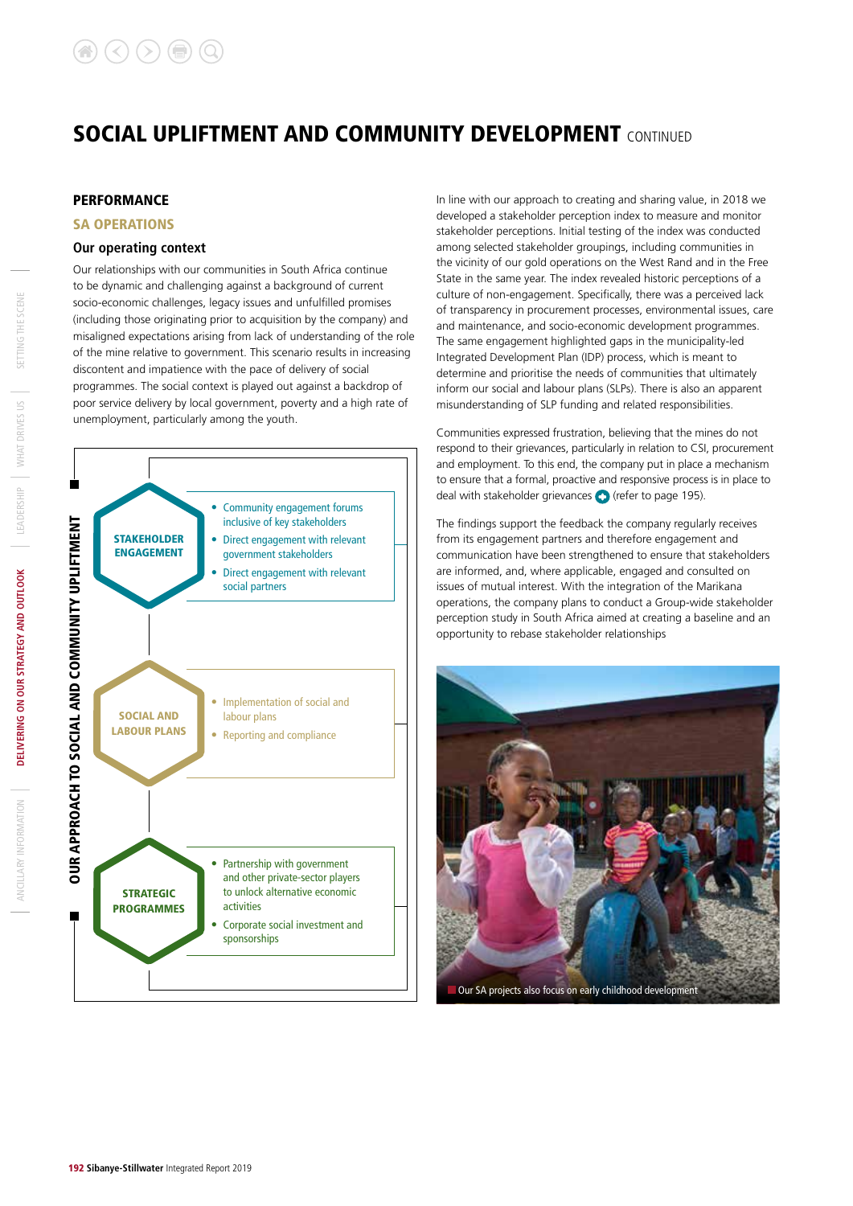# SOCIAL UPLIFTMENT AND COMMUNITY DEVELOPMENT CONTINUED

## PERFORMANCE

### SA OPERATIONS

#### Our operating context

Our relationships with our communities in South Africa continue to be dynamic and challenging against a background of current socio-economic challenges, legacy issues and unfulfilled promises (including those originating prior to acquisition by the company) and misaligned expectations arising from lack of understanding of the role of the mine relative to government. This scenario results in increasing discontent and impatience with the pace of delivery of social programmes. The social context is played out against a backdrop of poor service delivery by local government, poverty and a high rate of unemployment, particularly among the youth.

**OUR APPROACH TO SOCIAL AND COMMUNITY UPLIFTMENT**

**STAKEHOLDER ENGAGEMENT**
- Community engagement forums inclusive of key stakeholders
- Direct engagement with relevant government stakeholders
- Direct engagement with relevant social partners

**SOCIAL AND LABOUR PLANS**
- Implementation of social and labour plans
- Reporting and compliance

**STRATEGIC PROGRAMMES**
- Partnership with government and other private-sector players to unlock alternative economic activities
- Corporate social investment and sponsorships

In line with our approach to creating and sharing value, in 2018 we developed a stakeholder perception index to measure and monitor stakeholder perceptions. Initial testing of the index was conducted among selected stakeholder groupings, including communities in the vicinity of our gold operations on the West Rand and in the Free State in the same year. The index revealed historic perceptions of a culture of non-engagement. Specifically, there was a perceived lack of transparency in procurement processes, environmental issues, care and maintenance, and socio-economic development programmes. The same engagement highlighted gaps in the municipality-led Integrated Development Plan (IDP) process, which is meant to determine and prioritise the needs of communities that ultimately inform our social and labour plans (SLPs). There is also an apparent misunderstanding of SLP funding and related responsibilities.

Communities expressed frustration, believing that the mines do not respond to their grievances, particularly in relation to CSI, procurement and employment. To this end, the company put in place a mechanism to ensure that a formal, proactive and responsive process is in place to deal with stakeholder grievances (refer to page 195).

The findings support the feedback the company regularly receives from its engagement partners and therefore engagement and communication have been strengthened to ensure that stakeholders are informed, and, where applicable, engaged and consulted on issues of mutual interest. With the integration of the Marikana operations, the company plans to conduct a Group-wide stakeholder perception study in South Africa aimed at creating a baseline and an opportunity to rebase stakeholder relationships

Our SA projects also focus on early childhood development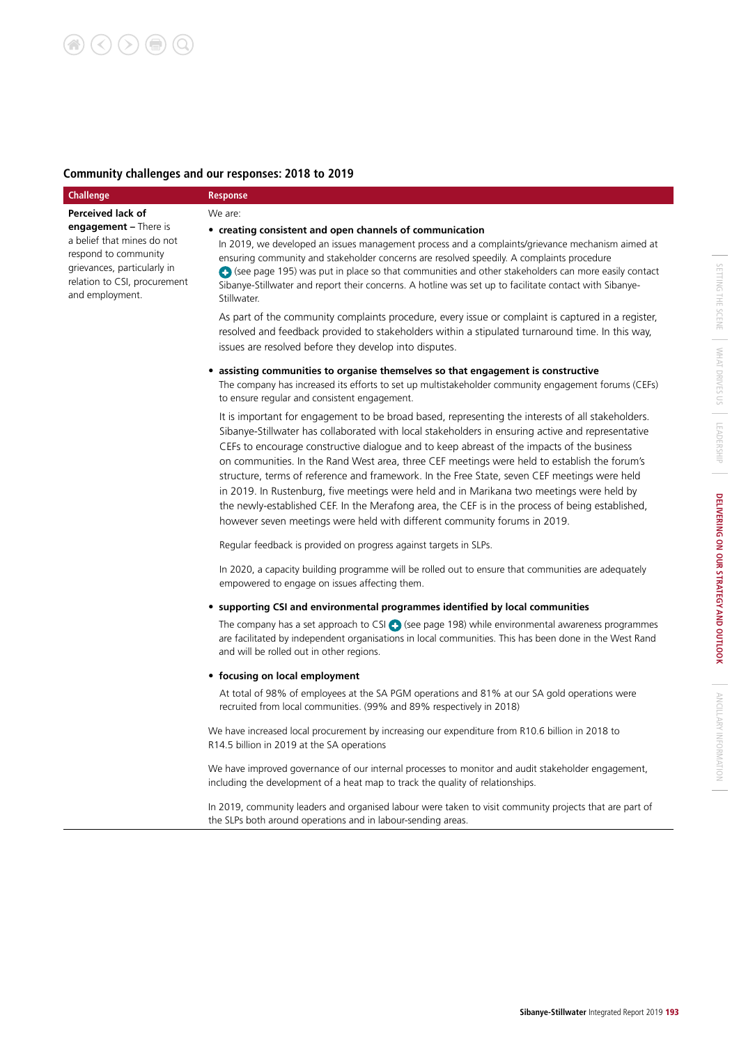## Community challenges and our responses: 2018 to 2019

| Challenge | Response |
|---|---|
| **Perceived lack of engagement –** There is a belief that mines do not respond to community grievances, particularly in relation to CSI, procurement and employment. | We are:<br>• **creating consistent and open channels of communication**<br>In 2019, we developed an issues management process and a complaints/grievance mechanism aimed at ensuring community and stakeholder concerns are resolved speedily. A complaints procedure (see page 195) was put in place so that communities and other stakeholders can more easily contact Sibanye-Stillwater and report their concerns. A hotline was set up to facilitate contact with Sibanye-Stillwater.<br>As part of the community complaints procedure, every issue or complaint is captured in a register, resolved and feedback provided to stakeholders within a stipulated turnaround time. In this way, issues are resolved before they develop into disputes.<br>• **assisting communities to organise themselves so that engagement is constructive**<br>The company has increased its efforts to set up multistakeholder community engagement forums (CEFs) to ensure regular and consistent engagement.<br>It is important for engagement to be broad based, representing the interests of all stakeholders. Sibanye-Stillwater has collaborated with local stakeholders in ensuring active and representative CEFs to encourage constructive dialogue and to keep abreast of the impacts of the business on communities. In the Rand West area, three CEF meetings were held to establish the forum's structure, terms of reference and framework. In the Free State, seven CEF meetings were held in 2019. In Rustenburg, five meetings were held and in Marikana two meetings were held by the newly-established CEF. In the Merafong area, the CEF is in the process of being established, however seven meetings were held with different community forums in 2019.<br>Regular feedback is provided on progress against targets in SLPs.<br>In 2020, a capacity building programme will be rolled out to ensure that communities are adequately empowered to engage on issues affecting them.<br>• **supporting CSI and environmental programmes identified by local communities**<br>The company has a set approach to CSI (see page 198) while environmental awareness programmes are facilitated by independent organisations in local communities. This has been done in the West Rand and will be rolled out in other regions.<br>• **focusing on local employment**<br>At total of 98% of employees at the SA PGM operations and 81% at our SA gold operations were recruited from local communities. (99% and 89% respectively in 2018)<br>We have increased local procurement by increasing our expenditure from R10.6 billion in 2018 to R14.5 billion in 2019 at the SA operations<br>We have improved governance of our internal processes to monitor and audit stakeholder engagement, including the development of a heat map to track the quality of relationships.<br>In 2019, community leaders and organised labour were taken to visit community projects that are part of the SLPs both around operations and in labour-sending areas. |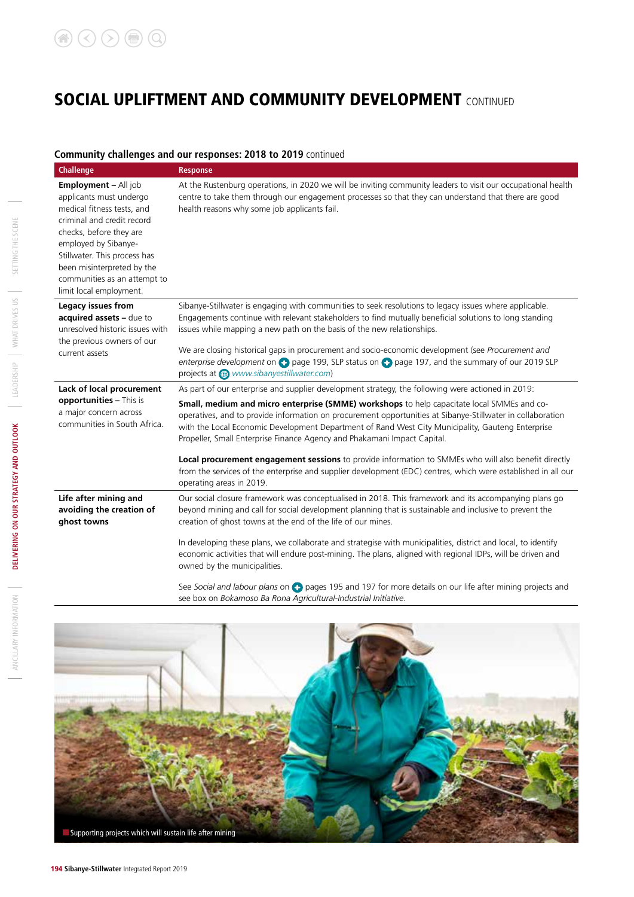# SOCIAL UPLIFTMENT AND COMMUNITY DEVELOPMENT CONTINUED

## Community challenges and our responses: 2018 to 2019 continued

| Challenge | Response |
|---|---|
| **Employment –** All job applicants must undergo medical fitness tests, and criminal and credit record checks, before they are employed by Sibanye-Stillwater. This process has been misinterpreted by the communities as an attempt to limit local employment. | At the Rustenburg operations, in 2020 we will be inviting community leaders to visit our occupational health centre to take them through our engagement processes so that they can understand that there are good health reasons why some job applicants fail. |
| **Legacy issues from acquired assets –** due to unresolved historic issues with the previous owners of our current assets | Sibanye-Stillwater is engaging with communities to seek resolutions to legacy issues where applicable. Engagements continue with relevant stakeholders to find mutually beneficial solutions to long standing issues while mapping a new path on the basis of the new relationships.<br><br>We are closing historical gaps in procurement and socio-economic development (see *Procurement and enterprise development* on page 199, SLP status on page 197, and the summary of our 2019 SLP projects at *www.sibanyestillwater.com*) |
| **Lack of local procurement opportunities –** This is a major concern across communities in South Africa. | As part of our enterprise and supplier development strategy, the following were actioned in 2019:<br><br>**Small, medium and micro enterprise (SMME) workshops** to help capacitate local SMMEs and co-operatives, and to provide information on procurement opportunities at Sibanye-Stillwater in collaboration with the Local Economic Development Department of Rand West City Municipality, Gauteng Enterprise Propeller, Small Enterprise Finance Agency and Phakamani Impact Capital.<br><br>**Local procurement engagement sessions** to provide information to SMMEs who will also benefit directly from the services of the enterprise and supplier development (EDC) centres, which were established in all our operating areas in 2019. |
| **Life after mining and avoiding the creation of ghost towns** | Our social closure framework was conceptualised in 2018. This framework and its accompanying plans go beyond mining and call for social development planning that is sustainable and inclusive to prevent the creation of ghost towns at the end of the life of our mines.<br><br>In developing these plans, we collaborate and strategise with municipalities, district and local, to identify economic activities that will endure post-mining. The plans, aligned with regional IDPs, will be driven and owned by the municipalities.<br><br>See *Social and labour plans* on pages 195 and 197 for more details on our life after mining projects and see box on *Bokamoso Ba Rona Agricultural-Industrial Initiative*. |

Supporting projects which will sustain life after mining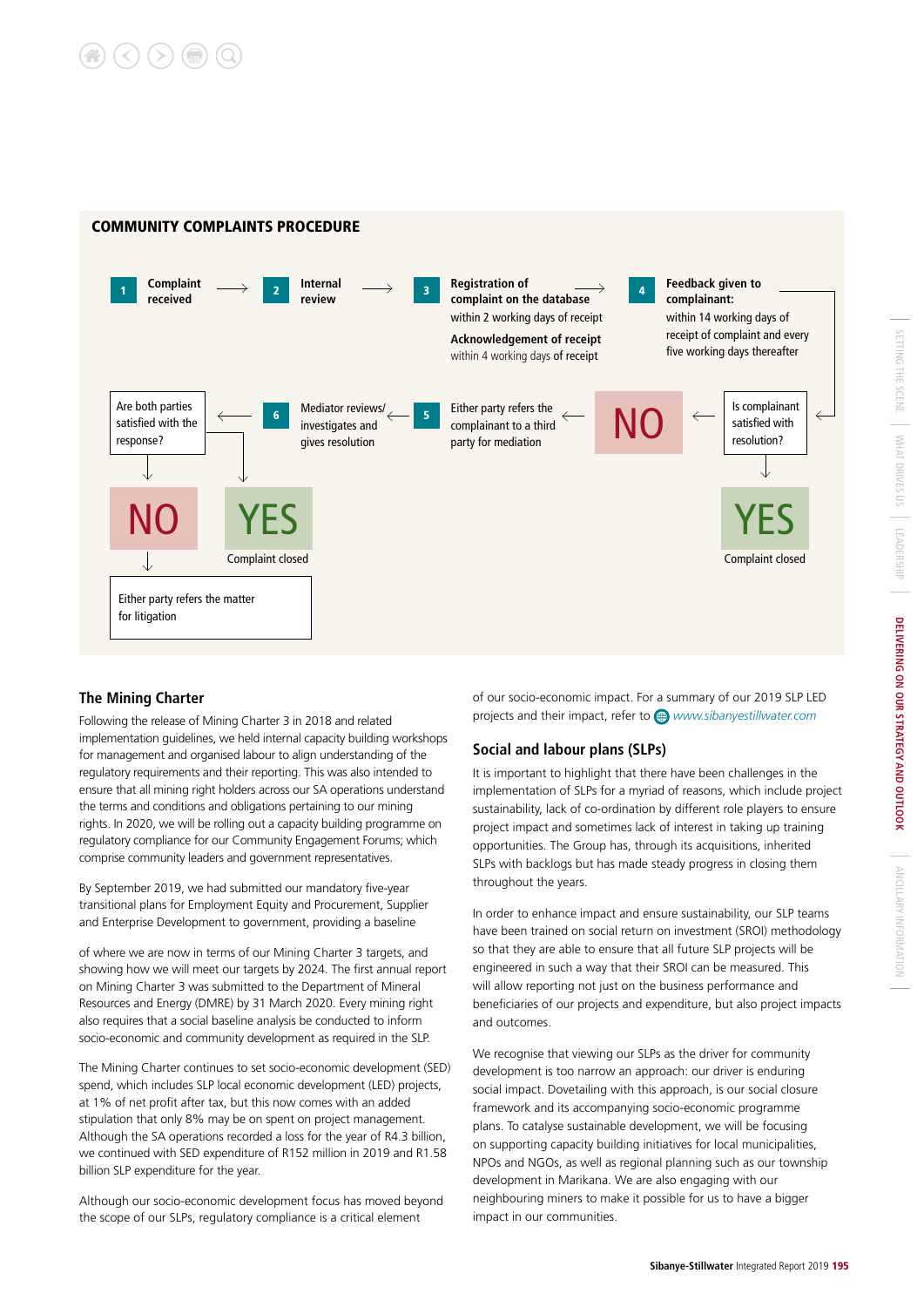## COMMUNITY COMPLAINTS PROCEDURE

1. **Complaint received** →
2. **Internal review** →
3. **Registration of complaint on the database** within 2 working days of receipt
   **Acknowledgement of receipt** within 4 working days of receipt →
4. **Feedback given to complainant:** within 14 working days of receipt of complaint and every five working days thereafter

Is complainant satisfied with resolution?

- **YES** – Complaint closed
- **NO** →

5. Either party refers the complainant to a third party for mediation →
6. Mediator reviews/investigates and gives resolution →

Are both parties satisfied with the response?

- **YES** – Complaint closed
- **NO** – Either party refers the matter for litigation

## The Mining Charter

Following the release of Mining Charter 3 in 2018 and related implementation guidelines, we held internal capacity building workshops for management and organised labour to align understanding of the regulatory requirements and their reporting. This was also intended to ensure that all mining right holders across our SA operations understand the terms and conditions and obligations pertaining to our mining rights. In 2020, we will be rolling out a capacity building programme on regulatory compliance for our Community Engagement Forums; which comprise community leaders and government representatives.

By September 2019, we had submitted our mandatory five-year transitional plans for Employment Equity and Procurement, Supplier and Enterprise Development to government, providing a baseline of where we are now in terms of our Mining Charter 3 targets, and showing how we will meet our targets by 2024. The first annual report on Mining Charter 3 was submitted to the Department of Mineral Resources and Energy (DMRE) by 31 March 2020. Every mining right also requires that a social baseline analysis be conducted to inform socio-economic and community development as required in the SLP.

The Mining Charter continues to set socio-economic development (SED) spend, which includes SLP local economic development (LED) projects, at 1% of net profit after tax, but this now comes with an added stipulation that only 8% may be on spent on project management. Although the SA operations recorded a loss for the year of R4.3 billion, we continued with SED expenditure of R152 million in 2019 and R1.58 billion SLP expenditure for the year.

Although our socio-economic development focus has moved beyond the scope of our SLPs, regulatory compliance is a critical element of our socio-economic impact. For a summary of our 2019 SLP LED projects and their impact, refer to *www.sibanyestillwater.com*

## Social and labour plans (SLPs)

It is important to highlight that there have been challenges in the implementation of SLPs for a myriad of reasons, which include project sustainability, lack of co-ordination by different role players to ensure project impact and sometimes lack of interest in taking up training opportunities. The Group has, through its acquisitions, inherited SLPs with backlogs but has made steady progress in closing them throughout the years.

In order to enhance impact and ensure sustainability, our SLP teams have been trained on social return on investment (SROI) methodology so that they are able to ensure that all future SLP projects will be engineered in such a way that their SROI can be measured. This will allow reporting not just on the business performance and beneficiaries of our projects and expenditure, but also project impacts and outcomes.

We recognise that viewing our SLPs as the driver for community development is too narrow an approach: our driver is enduring social impact. Dovetailing with this approach, is our social closure framework and its accompanying socio-economic programme plans. To catalyse sustainable development, we will be focusing on supporting capacity building initiatives for local municipalities, NPOs and NGOs, as well as regional planning such as our township development in Marikana. We are also engaging with our neighbouring miners to make it possible for us to have a bigger impact in our communities.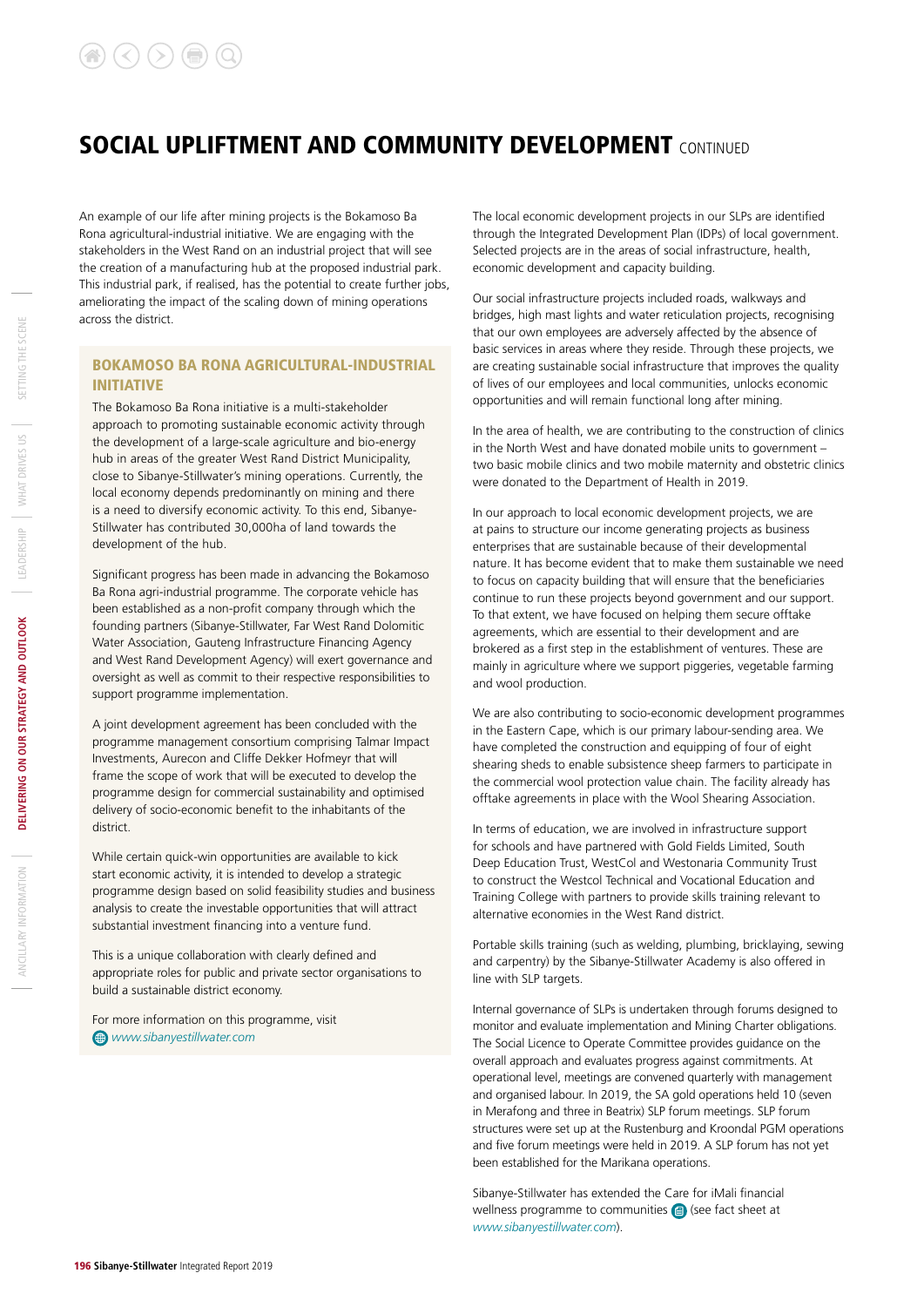# SOCIAL UPLIFTMENT AND COMMUNITY DEVELOPMENT CONTINUED

An example of our life after mining projects is the Bokamoso Ba Rona agricultural-industrial initiative. We are engaging with the stakeholders in the West Rand on an industrial project that will see the creation of a manufacturing hub at the proposed industrial park. This industrial park, if realised, has the potential to create further jobs, ameliorating the impact of the scaling down of mining operations across the district.

## BOKAMOSO BA RONA AGRICULTURAL-INDUSTRIAL INITIATIVE

The Bokamoso Ba Rona initiative is a multi-stakeholder approach to promoting sustainable economic activity through the development of a large-scale agriculture and bio-energy hub in areas of the greater West Rand District Municipality, close to Sibanye-Stillwater's mining operations. Currently, the local economy depends predominantly on mining and there is a need to diversify economic activity. To this end, Sibanye-Stillwater has contributed 30,000ha of land towards the development of the hub.

Significant progress has been made in advancing the Bokamoso Ba Rona agri-industrial programme. The corporate vehicle has been established as a non-profit company through which the founding partners (Sibanye-Stillwater, Far West Rand Dolomitic Water Association, Gauteng Infrastructure Financing Agency and West Rand Development Agency) will exert governance and oversight as well as commit to their respective responsibilities to support programme implementation.

A joint development agreement has been concluded with the programme management consortium comprising Talmar Impact Investments, Aurecon and Cliffe Dekker Hofmeyr that will frame the scope of work that will be executed to develop the programme design for commercial sustainability and optimised delivery of socio-economic benefit to the inhabitants of the district.

While certain quick-win opportunities are available to kick start economic activity, it is intended to develop a strategic programme design based on solid feasibility studies and business analysis to create the investable opportunities that will attract substantial investment financing into a venture fund.

This is a unique collaboration with clearly defined and appropriate roles for public and private sector organisations to build a sustainable district economy.

For more information on this programme, visit *www.sibanyestillwater.com*

The local economic development projects in our SLPs are identified through the Integrated Development Plan (IDPs) of local government. Selected projects are in the areas of social infrastructure, health, economic development and capacity building.

Our social infrastructure projects included roads, walkways and bridges, high mast lights and water reticulation projects, recognising that our own employees are adversely affected by the absence of basic services in areas where they reside. Through these projects, we are creating sustainable social infrastructure that improves the quality of lives of our employees and local communities, unlocks economic opportunities and will remain functional long after mining.

In the area of health, we are contributing to the construction of clinics in the North West and have donated mobile units to government – two basic mobile clinics and two mobile maternity and obstetric clinics were donated to the Department of Health in 2019.

In our approach to local economic development projects, we are at pains to structure our income generating projects as business enterprises that are sustainable because of their developmental nature. It has become evident that to make them sustainable we need to focus on capacity building that will ensure that the beneficiaries continue to run these projects beyond government and our support. To that extent, we have focused on helping them secure offtake agreements, which are essential to their development and are brokered as a first step in the establishment of ventures. These are mainly in agriculture where we support piggeries, vegetable farming and wool production.

We are also contributing to socio-economic development programmes in the Eastern Cape, which is our primary labour-sending area. We have completed the construction and equipping of four of eight shearing sheds to enable subsistence sheep farmers to participate in the commercial wool protection value chain. The facility already has offtake agreements in place with the Wool Shearing Association.

In terms of education, we are involved in infrastructure support for schools and have partnered with Gold Fields Limited, South Deep Education Trust, WestCol and Westonaria Community Trust to construct the Westcol Technical and Vocational Education and Training College with partners to provide skills training relevant to alternative economies in the West Rand district.

Portable skills training (such as welding, plumbing, bricklaying, sewing and carpentry) by the Sibanye-Stillwater Academy is also offered in line with SLP targets.

Internal governance of SLPs is undertaken through forums designed to monitor and evaluate implementation and Mining Charter obligations. The Social Licence to Operate Committee provides guidance on the overall approach and evaluates progress against commitments. At operational level, meetings are convened quarterly with management and organised labour. In 2019, the SA gold operations held 10 (seven in Merafong and three in Beatrix) SLP forum meetings. SLP forum structures were set up at the Rustenburg and Kroondal PGM operations and five forum meetings were held in 2019. A SLP forum has not yet been established for the Marikana operations.

Sibanye-Stillwater has extended the Care for iMali financial wellness programme to communities (see fact sheet at *www.sibanyestillwater.com*).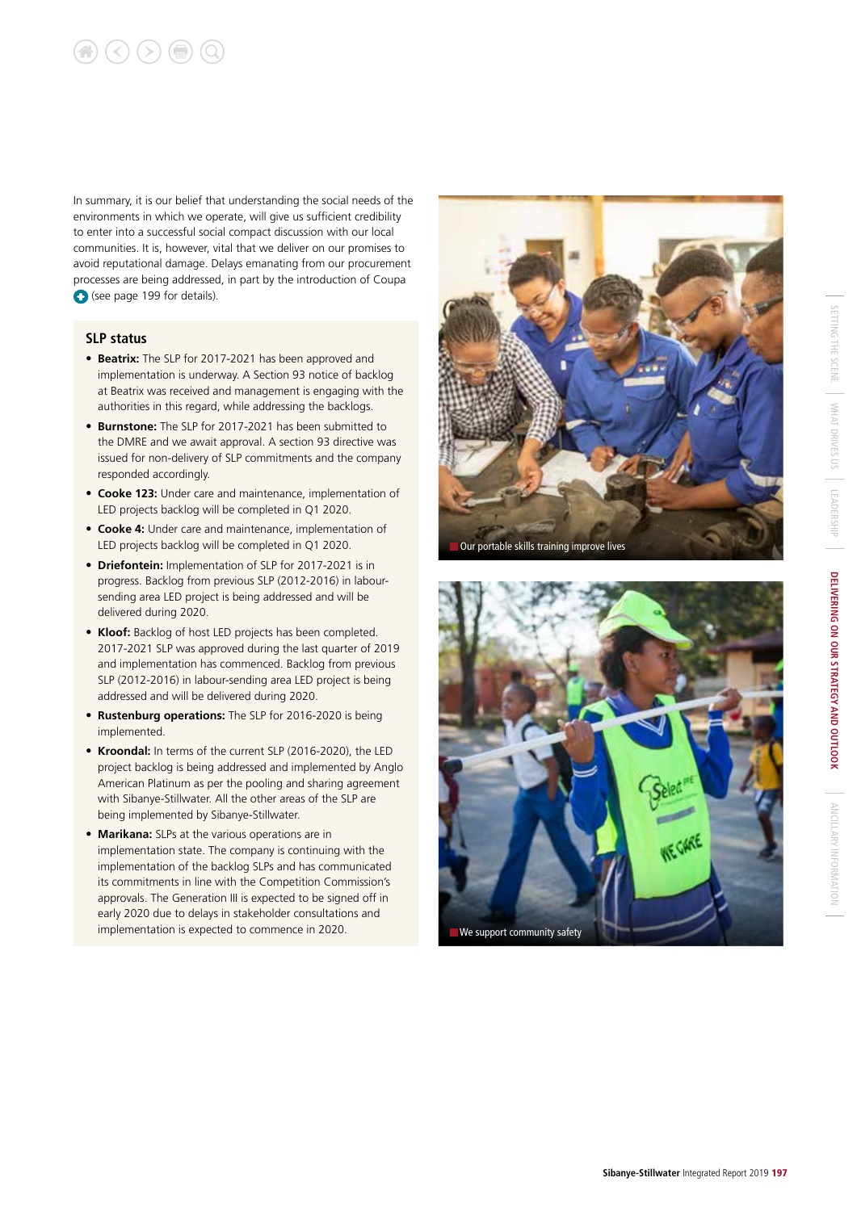In summary, it is our belief that understanding the social needs of the environments in which we operate, will give us sufficient credibility to enter into a successful social compact discussion with our local communities. It is, however, vital that we deliver on our promises to avoid reputational damage. Delays emanating from our procurement processes are being addressed, in part by the introduction of Coupa (see page 199 for details).

## SLP status

- **Beatrix:** The SLP for 2017-2021 has been approved and implementation is underway. A Section 93 notice of backlog at Beatrix was received and management is engaging with the authorities in this regard, while addressing the backlogs.
- **Burnstone:** The SLP for 2017-2021 has been submitted to the DMRE and we await approval. A section 93 directive was issued for non-delivery of SLP commitments and the company responded accordingly.
- **Cooke 123:** Under care and maintenance, implementation of LED projects backlog will be completed in Q1 2020.
- **Cooke 4:** Under care and maintenance, implementation of LED projects backlog will be completed in Q1 2020.
- **Driefontein:** Implementation of SLP for 2017-2021 is in progress. Backlog from previous SLP (2012-2016) in labour-sending area LED project is being addressed and will be delivered during 2020.
- **Kloof:** Backlog of host LED projects has been completed. 2017-2021 SLP was approved during the last quarter of 2019 and implementation has commenced. Backlog from previous SLP (2012-2016) in labour-sending area LED project is being addressed and will be delivered during 2020.
- **Rustenburg operations:** The SLP for 2016-2020 is being implemented.
- **Kroondal:** In terms of the current SLP (2016-2020), the LED project backlog is being addressed and implemented by Anglo American Platinum as per the pooling and sharing agreement with Sibanye-Stillwater. All the other areas of the SLP are being implemented by Sibanye-Stillwater.
- **Marikana:** SLPs at the various operations are in implementation state. The company is continuing with the implementation of the backlog SLPs and has communicated its commitments in line with the Competition Commission's approvals. The Generation III is expected to be signed off in early 2020 due to delays in stakeholder consultations and implementation is expected to commence in 2020.

Our portable skills training improve lives

We support community safety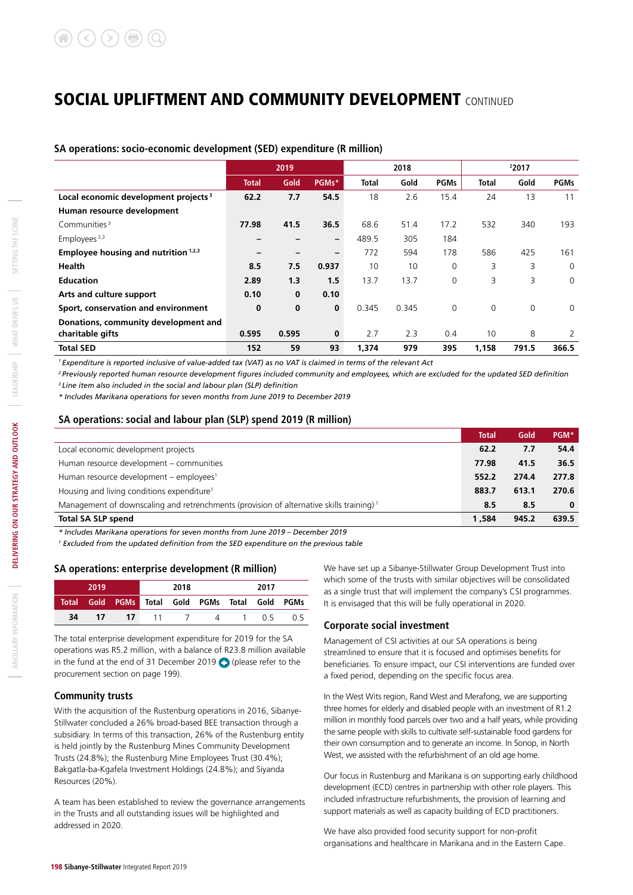# SOCIAL UPLIFTMENT AND COMMUNITY DEVELOPMENT CONTINUED

### SA operations: socio-economic development (SED) expenditure (R million)

| | 2019 | | | 2018 | | | [2]2017 | | |
|---|---|---|---|---|---|---|---|---|---|
| | Total | Gold | PGMs* | Total | Gold | PGMs | Total | Gold | PGMs |
| **Local economic development projects**[3] | **62.2** | **7.7** | **54.5** | 18 | 2.6 | 15.4 | 24 | 13 | 11 |
| **Human resource development** | | | | | | | | | |
| Communities[3] | **77.98** | **41.5** | **36.5** | 68.6 | 51.4 | 17.2 | 532 | 340 | 193 |
| Employees[2,3] | **–** | **–** | **–** | 489.5 | 305 | 184 | | | |
| **Employee housing and nutrition**[1,2,3] | **–** | **–** | **–** | 772 | 594 | 178 | 586 | 425 | 161 |
| **Health** | **8.5** | **7.5** | **0.937** | 10 | 10 | 0 | 3 | 3 | 0 |
| **Education** | **2.89** | **1.3** | **1.5** | 13.7 | 13.7 | 0 | 3 | 3 | 0 |
| **Arts and culture support** | **0.10** | **0** | **0.10** | | | | | | |
| **Sport, conservation and environment** | **0** | **0** | **0** | 0.345 | 0.345 | 0 | 0 | 0 | 0 |
| **Donations, community development and charitable gifts** | **0.595** | **0.595** | **0** | 2.7 | 2.3 | 0.4 | 10 | 8 | 2 |
| **Total SED** | **152** | **59** | **93** | **1,374** | **979** | **395** | **1,158** | **791.5** | **366.5** |

*[1] Expenditure is reported inclusive of value-added tax (VAT) as no VAT is claimed in terms of the relevant Act*

*[2] Previously reported human resource development figures included community and employees, which are excluded for the updated SED definition*

*[3] Line item also included in the social and labour plan (SLP) definition*

*\* Includes Marikana operations for seven months from June 2019 to December 2019*

### SA operations: social and labour plan (SLP) spend 2019 (R million)

| | Total | Gold | PGM* |
|---|---|---|---|
| Local economic development projects | **62.2** | **7.7** | **54.4** |
| Human resource development – communities | **77.98** | **41.5** | **36.5** |
| Human resource development – employees[1] | **552.2** | **274.4** | **277.8** |
| Housing and living conditions expenditure[1] | **883.7** | **613.1** | **270.6** |
| Management of downscaling and retrenchments (provision of alternative skills training)[1] | **8.5** | **8.5** | **0** |
| **Total SA SLP spend** | **1,584** | **945.2** | **639.5** |

*\* Includes Marikana operations for seven months from June 2019 – December 2019*

*[1] Excluded from the updated definition from the SED expenditure on the previous table*

### SA operations: enterprise development (R million)

| 2019 | | | 2018 | | | 2017 | | |
|---|---|---|---|---|---|---|---|---|
| Total | Gold | PGMs | Total | Gold | PGMs | Total | Gold | PGMs |
| **34** | **17** | **17** | 11 | 7 | 4 | 1 | 0.5 | 0.5 |

The total enterprise development expenditure for 2019 for the SA operations was R5.2 million, with a balance of R23.8 million available in the fund at the end of 31 December 2019 (please refer to the procurement section on page 199).

### Community trusts

With the acquisition of the Rustenburg operations in 2016, Sibanye-Stillwater concluded a 26% broad-based BEE transaction through a subsidiary. In terms of this transaction, 26% of the Rustenburg entity is held jointly by the Rustenburg Mines Community Development Trusts (24.8%); the Rustenburg Mine Employees Trust (30.4%); Bakgatla-ba-Kgafela Investment Holdings (24.8%); and Siyanda Resources (20%).

A team has been established to review the governance arrangements in the Trusts and all outstanding issues will be highlighted and addressed in 2020.

We have set up a Sibanye-Stillwater Group Development Trust into which some of the trusts with similar objectives will be consolidated as a single trust that will implement the company's CSI programmes. It is envisaged that this will be fully operational in 2020.

### Corporate social investment

Management of CSI activities at our SA operations is being streamlined to ensure that it is focused and optimises benefits for beneficiaries. To ensure impact, our CSI interventions are funded over a fixed period, depending on the specific focus area.

In the West Wits region, Rand West and Merafong, we are supporting three homes for elderly and disabled people with an investment of R1.2 million in monthly food parcels over two and a half years, while providing the same people with skills to cultivate self-sustainable food gardens for their own consumption and to generate an income. In Sonop, in North West, we assisted with the refurbishment of an old age home.

Our focus in Rustenburg and Marikana is on supporting early childhood development (ECD) centres in partnership with other role players. This included infrastructure refurbishments, the provision of learning and support materials as well as capacity building of ECD practitioners.

We have also provided food security support for non-profit organisations and healthcare in Marikana and in the Eastern Cape.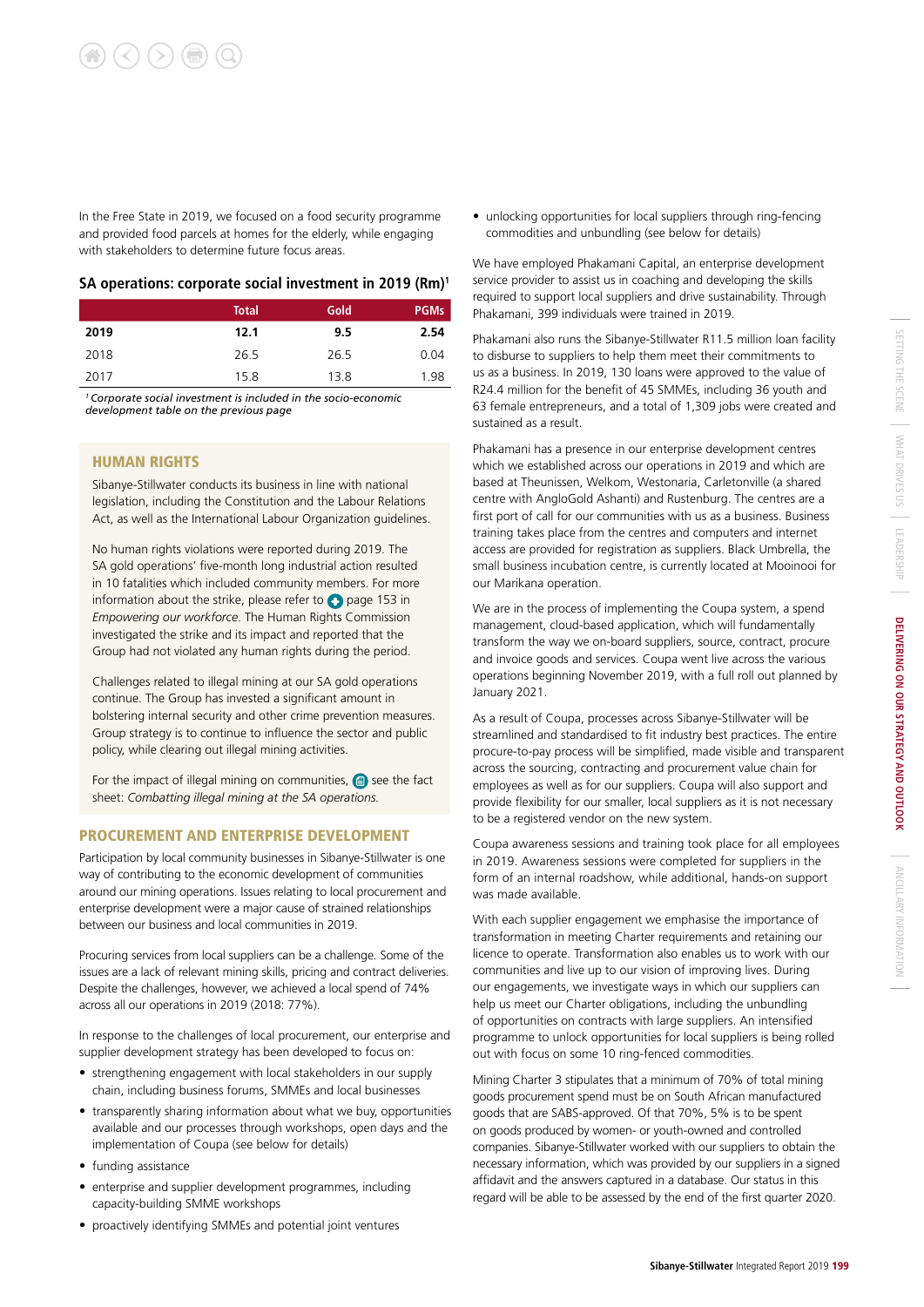In the Free State in 2019, we focused on a food security programme and provided food parcels at homes for the elderly, while engaging with stakeholders to determine future focus areas.

### SA operations: corporate social investment in 2019 (Rm)[1]

| | Total | Gold | PGMs |
|---|---|---|---|
| **2019** | **12.1** | **9.5** | **2.54** |
| 2018 | 26.5 | 26.5 | 0.04 |
| 2017 | 15.8 | 13.8 | 1.98 |

[1] *Corporate social investment is included in the socio-economic development table on the previous page*

## HUMAN RIGHTS

Sibanye-Stillwater conducts its business in line with national legislation, including the Constitution and the Labour Relations Act, as well as the International Labour Organization guidelines.

No human rights violations were reported during 2019. The SA gold operations' five-month long industrial action resulted in 10 fatalities which included community members. For more information about the strike, please refer to page 153 in *Empowering our workforce*. The Human Rights Commission investigated the strike and its impact and reported that the Group had not violated any human rights during the period.

Challenges related to illegal mining at our SA gold operations continue. The Group has invested a significant amount in bolstering internal security and other crime prevention measures. Group strategy is to continue to influence the sector and public policy, while clearing out illegal mining activities.

For the impact of illegal mining on communities, see the fact sheet: *Combatting illegal mining at the SA operations.*

## PROCUREMENT AND ENTERPRISE DEVELOPMENT

Participation by local community businesses in Sibanye-Stillwater is one way of contributing to the economic development of communities around our mining operations. Issues relating to local procurement and enterprise development were a major cause of strained relationships between our business and local communities in 2019.

Procuring services from local suppliers can be a challenge. Some of the issues are a lack of relevant mining skills, pricing and contract deliveries. Despite the challenges, however, we achieved a local spend of 74% across all our operations in 2019 (2018: 77%).

In response to the challenges of local procurement, our enterprise and supplier development strategy has been developed to focus on:

- strengthening engagement with local stakeholders in our supply chain, including business forums, SMMEs and local businesses
- transparently sharing information about what we buy, opportunities available and our processes through workshops, open days and the implementation of Coupa (see below for details)
- funding assistance
- enterprise and supplier development programmes, including capacity-building SMME workshops
- proactively identifying SMMEs and potential joint ventures
- unlocking opportunities for local suppliers through ring-fencing commodities and unbundling (see below for details)

We have employed Phakamani Capital, an enterprise development service provider to assist us in coaching and developing the skills required to support local suppliers and drive sustainability. Through Phakamani, 399 individuals were trained in 2019.

Phakamani also runs the Sibanye-Stillwater R11.5 million loan facility to disburse to suppliers to help them meet their commitments to us as a business. In 2019, 130 loans were approved to the value of R24.4 million for the benefit of 45 SMMEs, including 36 youth and 63 female entrepreneurs, and a total of 1,309 jobs were created and sustained as a result.

Phakamani has a presence in our enterprise development centres which we established across our operations in 2019 and which are based at Theunissen, Welkom, Westonaria, Carletonville (a shared centre with AngloGold Ashanti) and Rustenburg. The centres are a first port of call for our communities with us as a business. Business training takes place from the centres and computers and internet access are provided for registration as suppliers. Black Umbrella, the small business incubation centre, is currently located at Mooinooi for our Marikana operation.

We are in the process of implementing the Coupa system, a spend management, cloud-based application, which will fundamentally transform the way we on-board suppliers, source, contract, procure and invoice goods and services. Coupa went live across the various operations beginning November 2019, with a full roll out planned by January 2021.

As a result of Coupa, processes across Sibanye-Stillwater will be streamlined and standardised to fit industry best practices. The entire procure-to-pay process will be simplified, made visible and transparent across the sourcing, contracting and procurement value chain for employees as well as for our suppliers. Coupa will also support and provide flexibility for our smaller, local suppliers as it is not necessary to be a registered vendor on the new system.

Coupa awareness sessions and training took place for all employees in 2019. Awareness sessions were completed for suppliers in the form of an internal roadshow, while additional, hands-on support was made available.

With each supplier engagement we emphasise the importance of transformation in meeting Charter requirements and retaining our licence to operate. Transformation also enables us to work with our communities and live up to our vision of improving lives. During our engagements, we investigate ways in which our suppliers can help us meet our Charter obligations, including the unbundling of opportunities on contracts with large suppliers. An intensified programme to unlock opportunities for local suppliers is being rolled out with focus on some 10 ring-fenced commodities.

Mining Charter 3 stipulates that a minimum of 70% of total mining goods procurement spend must be on South African manufactured goods that are SABS-approved. Of that 70%, 5% is to be spent on goods produced by women- or youth-owned and controlled companies. Sibanye-Stillwater worked with our suppliers to obtain the necessary information, which was provided by our suppliers in a signed affidavit and the answers captured in a database. Our status in this regard will be able to be assessed by the end of the first quarter 2020.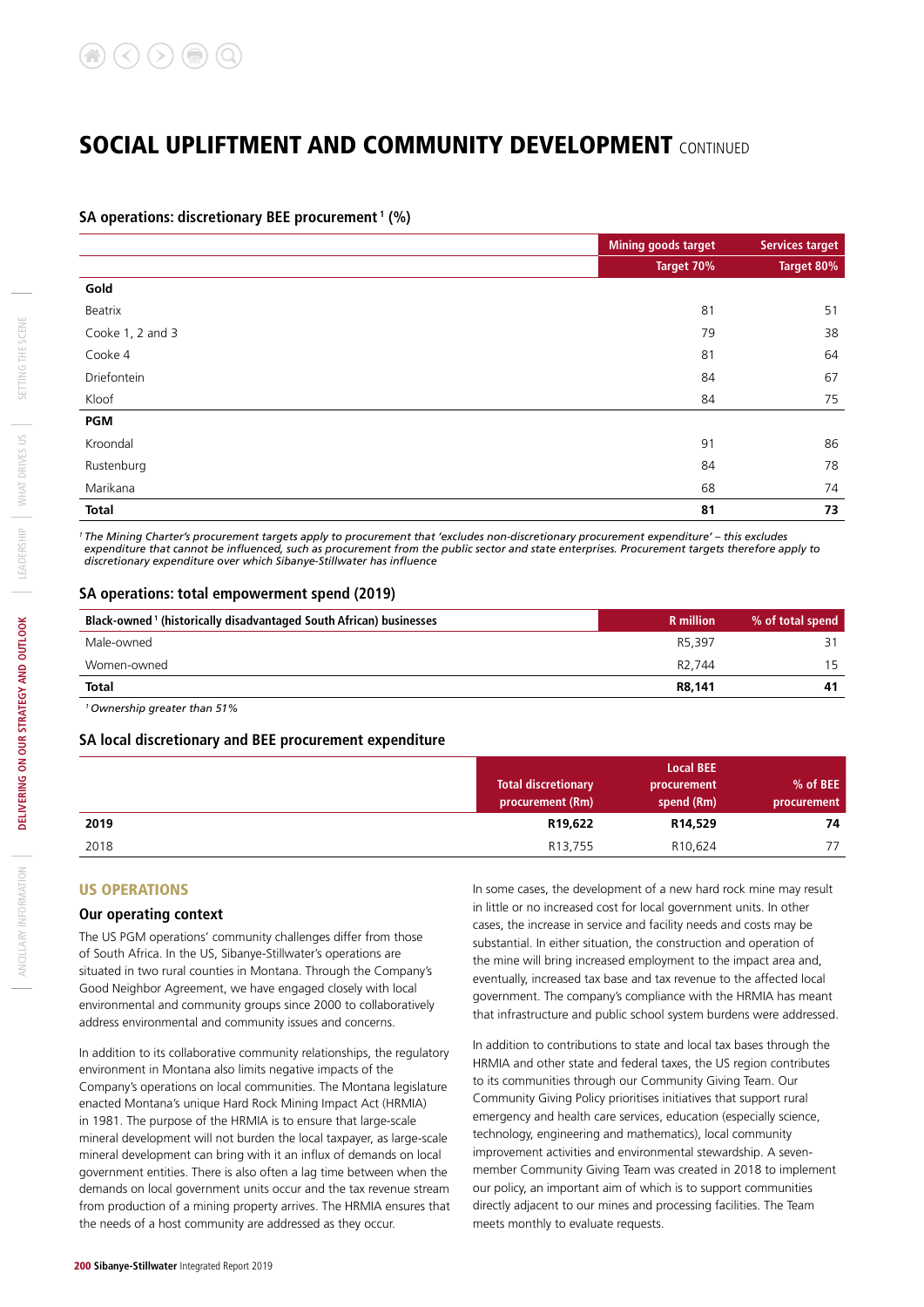# SOCIAL UPLIFTMENT AND COMMUNITY DEVELOPMENT CONTINUED

### SA operations: discretionary BEE procurement[1] (%)

| | Mining goods target | Services target |
|---|---|---|
| | Target 70% | Target 80% |
| **Gold** | | |
| Beatrix | 81 | 51 |
| Cooke 1, 2 and 3 | 79 | 38 |
| Cooke 4 | 81 | 64 |
| Driefontein | 84 | 67 |
| Kloof | 84 | 75 |
| **PGM** | | |
| Kroondal | 91 | 86 |
| Rustenburg | 84 | 78 |
| Marikana | 68 | 74 |
| **Total** | **81** | **73** |

*[1] The Mining Charter's procurement targets apply to procurement that 'excludes non-discretionary procurement expenditure' – this excludes expenditure that cannot be influenced, such as procurement from the public sector and state enterprises. Procurement targets therefore apply to discretionary expenditure over which Sibanye-Stillwater has influence*

### SA operations: total empowerment spend (2019)

| Black-owned[1] (historically disadvantaged South African) businesses | R million | % of total spend |
|---|---|---|
| Male-owned | R5,397 | 31 |
| Women-owned | R2,744 | 15 |
| **Total** | **R8,141** | **41** |

*[1] Ownership greater than 51%*

### SA local discretionary and BEE procurement expenditure

| | Total discretionary procurement (Rm) | Local BEE procurement spend (Rm) | % of BEE procurement |
|---|---|---|---|
| **2019** | **R19,622** | **R14,529** | **74** |
| 2018 | R13,755 | R10,624 | 77 |

## US OPERATIONS

### Our operating context

The US PGM operations' community challenges differ from those of South Africa. In the US, Sibanye-Stillwater's operations are situated in two rural counties in Montana. Through the Company's Good Neighbor Agreement, we have engaged closely with local environmental and community groups since 2000 to collaboratively address environmental and community issues and concerns.

In addition to its collaborative community relationships, the regulatory environment in Montana also limits negative impacts of the Company's operations on local communities. The Montana legislature enacted Montana's unique Hard Rock Mining Impact Act (HRMIA) in 1981. The purpose of the HRMIA is to ensure that large-scale mineral development will not burden the local taxpayer, as large-scale mineral development can bring with it an influx of demands on local government entities. There is also often a lag time between when the demands on local government units occur and the tax revenue stream from production of a mining property arrives. The HRMIA ensures that the needs of a host community are addressed as they occur.

In some cases, the development of a new hard rock mine may result in little or no increased cost for local government units. In other cases, the increase in service and facility needs and costs may be substantial. In either situation, the construction and operation of the mine will bring increased employment to the impact area and, eventually, increased tax base and tax revenue to the affected local government. The company's compliance with the HRMIA has meant that infrastructure and public school system burdens were addressed.

In addition to contributions to state and local tax bases through the HRMIA and other state and federal taxes, the US region contributes to its communities through our Community Giving Team. Our Community Giving Policy prioritises initiatives that support rural emergency and health care services, education (especially science, technology, engineering and mathematics), local community improvement activities and environmental stewardship. A seven-member Community Giving Team was created in 2018 to implement our policy, an important aim of which is to support communities directly adjacent to our mines and processing facilities. The Team meets monthly to evaluate requests.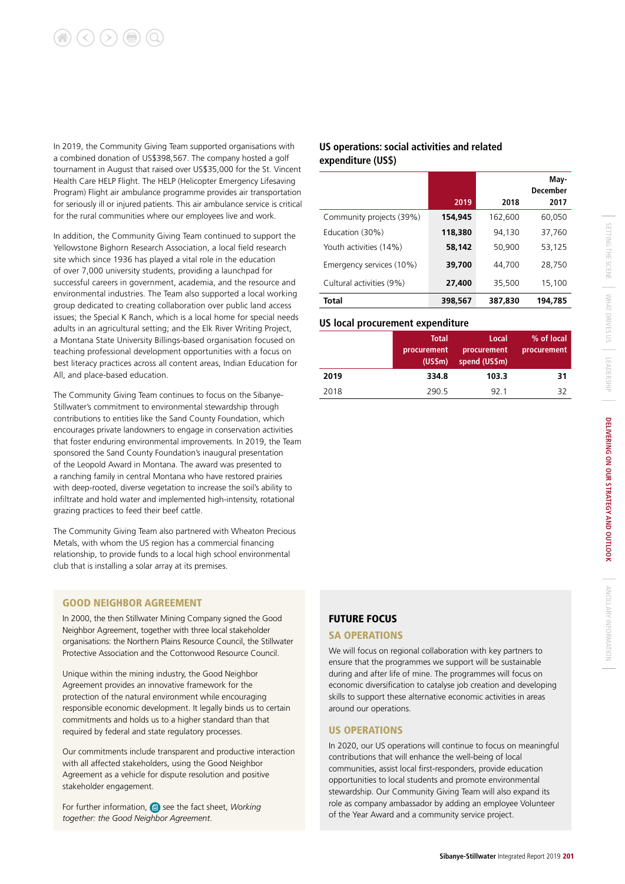In 2019, the Community Giving Team supported organisations with a combined donation of US$398,567. The company hosted a golf tournament in August that raised over US$35,000 for the St. Vincent Health Care HELP Flight. The HELP (Helicopter Emergency Lifesaving Program) Flight air ambulance programme provides air transportation for seriously ill or injured patients. This air ambulance service is critical for the rural communities where our employees live and work.

In addition, the Community Giving Team continued to support the Yellowstone Bighorn Research Association, a local field research site which since 1936 has played a vital role in the education of over 7,000 university students, providing a launchpad for successful careers in government, academia, and the resource and environmental industries. The Team also supported a local working group dedicated to creating collaboration over public land access issues; the Special K Ranch, which is a local home for special needs adults in an agricultural setting; and the Elk River Writing Project, a Montana State University Billings-based organisation focused on teaching professional development opportunities with a focus on best literacy practices across all content areas, Indian Education for All, and place-based education.

The Community Giving Team continues to focus on the Sibanye-Stillwater's commitment to environmental stewardship through contributions to entities like the Sand County Foundation, which encourages private landowners to engage in conservation activities that foster enduring environmental improvements. In 2019, the Team sponsored the Sand County Foundation's inaugural presentation of the Leopold Award in Montana. The award was presented to a ranching family in central Montana who have restored prairies with deep-rooted, diverse vegetation to increase the soil's ability to infiltrate and hold water and implemented high-intensity, rotational grazing practices to feed their beef cattle.

The Community Giving Team also partnered with Wheaton Precious Metals, with whom the US region has a commercial financing relationship, to provide funds to a local high school environmental club that is installing a solar array at its premises.

### US operations: social activities and related expenditure (US$)

| | 2019 | 2018 | May-December 2017 |
|---|---|---|---|
| Community projects (39%) | **154,945** | 162,600 | 60,050 |
| Education (30%) | **118,380** | 94,130 | 37,760 |
| Youth activities (14%) | **58,142** | 50,900 | 53,125 |
| Emergency services (10%) | **39,700** | 44,700 | 28,750 |
| Cultural activities (9%) | **27,400** | 35,500 | 15,100 |
| **Total** | **398,567** | **387,830** | **194,785** |

### US local procurement expenditure

| | Total procurement (US$m) | Local procurement spend (US$m) | % of local procurement |
|---|---|---|---|
| **2019** | **334.8** | **103.3** | **31** |
| 2018 | 290.5 | 92.1 | 32 |

## GOOD NEIGHBOR AGREEMENT

In 2000, the then Stillwater Mining Company signed the Good Neighbor Agreement, together with three local stakeholder organisations: the Northern Plains Resource Council, the Stillwater Protective Association and the Cottonwood Resource Council.

Unique within the mining industry, the Good Neighbor Agreement provides an innovative framework for the protection of the natural environment while encouraging responsible economic development. It legally binds us to certain commitments and holds us to a higher standard than that required by federal and state regulatory processes.

Our commitments include transparent and productive interaction with all affected stakeholders, using the Good Neighbor Agreement as a vehicle for dispute resolution and positive stakeholder engagement.

For further information, see the fact sheet, *Working together: the Good Neighbor Agreement*.

## FUTURE FOCUS

### SA OPERATIONS

We will focus on regional collaboration with key partners to ensure that the programmes we support will be sustainable during and after life of mine. The programmes will focus on economic diversification to catalyse job creation and developing skills to support these alternative economic activities in areas around our operations.

### US OPERATIONS

In 2020, our US operations will continue to focus on meaningful contributions that will enhance the well-being of local communities, assist local first-responders, provide education opportunities to local students and promote environmental stewardship. Our Community Giving Team will also expand its role as company ambassador by adding an employee Volunteer of the Year Award and a community service project.